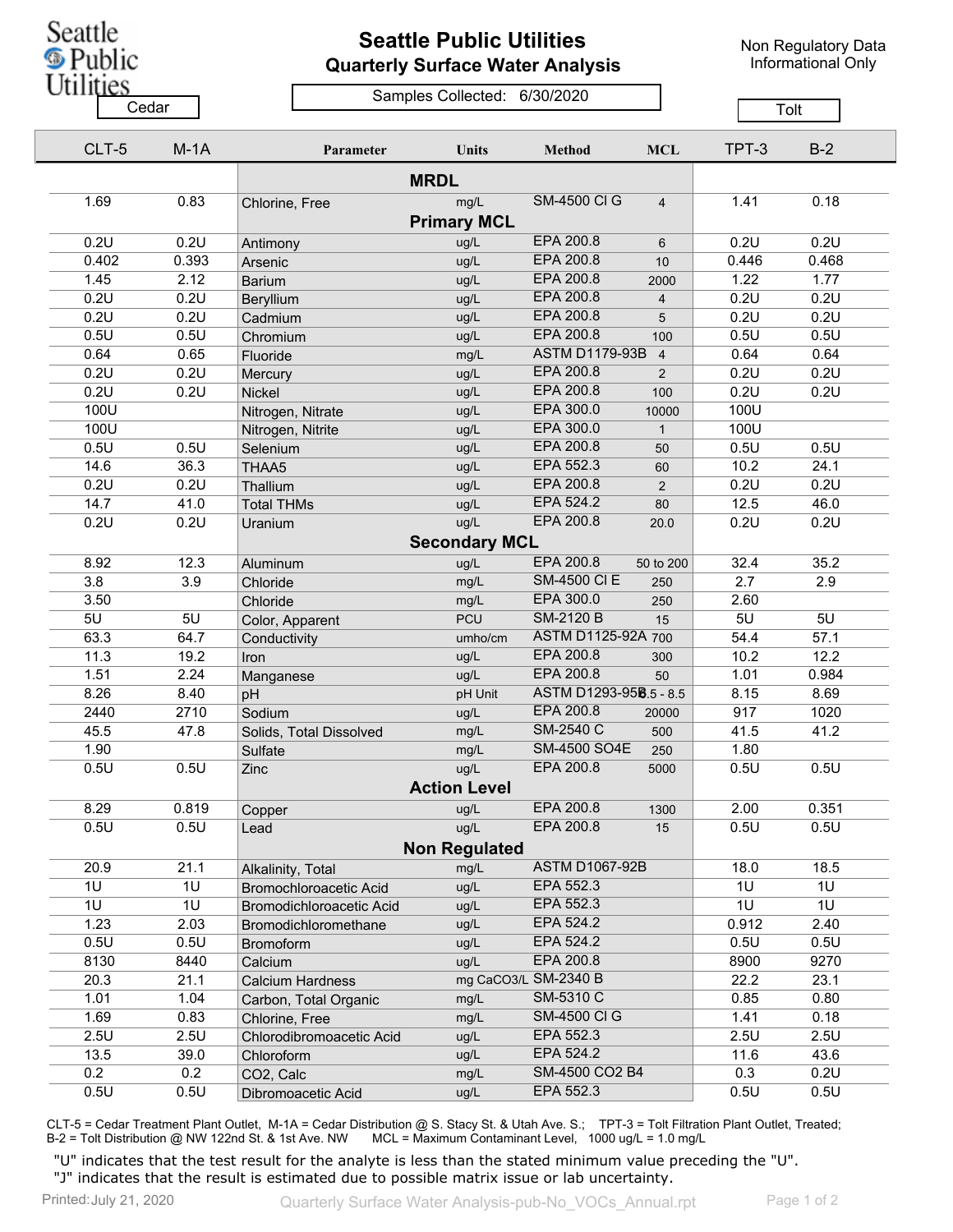# Seattle Public Utilities

## Quarterly Surface Water Analysis

Non Regulatory Data Informational Only

Samples Collected: 6/30/2020

| Cedar | | | | | | Tolt | |
|---|---|---|---|---|---|---|---|
| CLT-5 | M-1A | Parameter | Units | Method | MCL | TPT-3 | B-2 |
| | | **MRDL** | | | | | |
| 1.69 | 0.83 | Chlorine, Free | mg/L | SM-4500 Cl G | 4 | 1.41 | 0.18 |
| | | **Primary MCL** | | | | | |
| 0.2U | 0.2U | Antimony | ug/L | EPA 200.8 | 6 | 0.2U | 0.2U |
| 0.402 | 0.393 | Arsenic | ug/L | EPA 200.8 | 10 | 0.446 | 0.468 |
| 1.45 | 2.12 | Barium | ug/L | EPA 200.8 | 2000 | 1.22 | 1.77 |
| 0.2U | 0.2U | Beryllium | ug/L | EPA 200.8 | 4 | 0.2U | 0.2U |
| 0.2U | 0.2U | Cadmium | ug/L | EPA 200.8 | 5 | 0.2U | 0.2U |
| 0.5U | 0.5U | Chromium | ug/L | EPA 200.8 | 100 | 0.5U | 0.5U |
| 0.64 | 0.65 | Fluoride | mg/L | ASTM D1179-93B | 4 | 0.64 | 0.64 |
| 0.2U | 0.2U | Mercury | ug/L | EPA 200.8 | 2 | 0.2U | 0.2U |
| 0.2U | 0.2U | Nickel | ug/L | EPA 200.8 | 100 | 0.2U | 0.2U |
| 100U | | Nitrogen, Nitrate | ug/L | EPA 300.0 | 10000 | 100U | |
| 100U | | Nitrogen, Nitrite | ug/L | EPA 300.0 | 1 | 100U | |
| 0.5U | 0.5U | Selenium | ug/L | EPA 200.8 | 50 | 0.5U | 0.5U |
| 14.6 | 36.3 | THAA5 | ug/L | EPA 552.3 | 60 | 10.2 | 24.1 |
| 0.2U | 0.2U | Thallium | ug/L | EPA 200.8 | 2 | 0.2U | 0.2U |
| 14.7 | 41.0 | Total THMs | ug/L | EPA 524.2 | 80 | 12.5 | 46.0 |
| 0.2U | 0.2U | Uranium | ug/L | EPA 200.8 | 20.0 | 0.2U | 0.2U |
| | | **Secondary MCL** | | | | | |
| 8.92 | 12.3 | Aluminum | ug/L | EPA 200.8 | 50 to 200 | 32.4 | 35.2 |
| 3.8 | 3.9 | Chloride | mg/L | SM-4500 Cl E | 250 | 2.7 | 2.9 |
| 3.50 | | Chloride | mg/L | EPA 300.0 | 250 | 2.60 | |
| 5U | 5U | Color, Apparent | PCU | SM-2120 B | 15 | 5U | 5U |
| 63.3 | 64.7 | Conductivity | umho/cm | ASTM D1125-92A | 700 | 54.4 | 57.1 |
| 11.3 | 19.2 | Iron | ug/L | EPA 200.8 | 300 | 10.2 | 12.2 |
| 1.51 | 2.24 | Manganese | ug/L | EPA 200.8 | 50 | 1.01 | 0.984 |
| 8.26 | 8.40 | pH | pH Unit | ASTM D1293-95B | 6.5 - 8.5 | 8.15 | 8.69 |
| 2440 | 2710 | Sodium | ug/L | EPA 200.8 | 20000 | 917 | 1020 |
| 45.5 | 47.8 | Solids, Total Dissolved | mg/L | SM-2540 C | 500 | 41.5 | 41.2 |
| 1.90 | | Sulfate | mg/L | SM-4500 SO4E | 250 | 1.80 | |
| 0.5U | 0.5U | Zinc | ug/L | EPA 200.8 | 5000 | 0.5U | 0.5U |
| | | **Action Level** | | | | | |
| 8.29 | 0.819 | Copper | ug/L | EPA 200.8 | 1300 | 2.00 | 0.351 |
| 0.5U | 0.5U | Lead | ug/L | EPA 200.8 | 15 | 0.5U | 0.5U |
| | | **Non Regulated** | | | | | |
| 20.9 | 21.1 | Alkalinity, Total | mg/L | ASTM D1067-92B | | 18.0 | 18.5 |
| 1U | 1U | Bromochloroacetic Acid | ug/L | EPA 552.3 | | 1U | 1U |
| 1U | 1U | Bromodichloroacetic Acid | ug/L | EPA 552.3 | | 1U | 1U |
| 1.23 | 2.03 | Bromodichloromethane | ug/L | EPA 524.2 | | 0.912 | 2.40 |
| 0.5U | 0.5U | Bromoform | ug/L | EPA 524.2 | | 0.5U | 0.5U |
| 8130 | 8440 | Calcium | ug/L | EPA 200.8 | | 8900 | 9270 |
| 20.3 | 21.1 | Calcium Hardness | mg CaCO3/L | SM-2340 B | | 22.2 | 23.1 |
| 1.01 | 1.04 | Carbon, Total Organic | mg/L | SM-5310 C | | 0.85 | 0.80 |
| 1.69 | 0.83 | Chlorine, Free | mg/L | SM-4500 Cl G | | 1.41 | 0.18 |
| 2.5U | 2.5U | Chlorodibromoacetic Acid | ug/L | EPA 552.3 | | 2.5U | 2.5U |
| 13.5 | 39.0 | Chloroform | ug/L | EPA 524.2 | | 11.6 | 43.6 |
| 0.2 | 0.2 | CO2, Calc | mg/L | SM-4500 CO2 B4 | | 0.3 | 0.2U |
| 0.5U | 0.5U | Dibromoacetic Acid | ug/L | EPA 552.3 | | 0.5U | 0.5U |

CLT-5 = Cedar Treatment Plant Outlet, M-1A = Cedar Distribution @ S. Stacy St. & Utah Ave. S.; TPT-3 = Tolt Filtration Plant Outlet, Treated; B-2 = Tolt Distribution @ NW 122nd St. & 1st Ave. NW MCL = Maximum Contaminant Level, 1000 ug/L = 1.0 mg/L

"U" indicates that the test result for the analyte is less than the stated minimum value preceding the "U".
"J" indicates that the result is estimated due to possible matrix issue or lab uncertainty.

Printed: July 21, 2020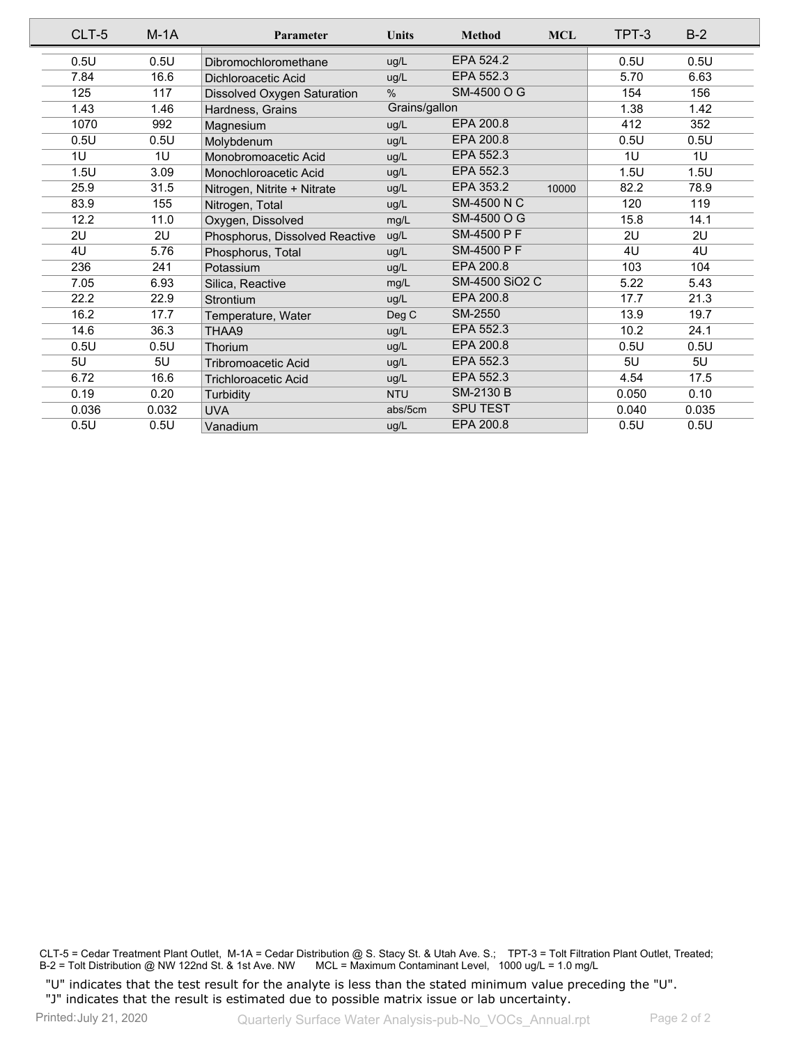| CLT-5 | M-1A | Parameter | Units | Method | MCL | TPT-3 | B-2 |
|---|---|---|---|---|---|---|---|
| 0.5U | 0.5U | Dibromochloromethane | ug/L | EPA 524.2 | | 0.5U | 0.5U |
| 7.84 | 16.6 | Dichloroacetic Acid | ug/L | EPA 552.3 | | 5.70 | 6.63 |
| 125 | 117 | Dissolved Oxygen Saturation | % | SM-4500 O G | | 154 | 156 |
| 1.43 | 1.46 | Hardness, Grains | Grains/gallon | | | 1.38 | 1.42 |
| 1070 | 992 | Magnesium | ug/L | EPA 200.8 | | 412 | 352 |
| 0.5U | 0.5U | Molybdenum | ug/L | EPA 200.8 | | 0.5U | 0.5U |
| 1U | 1U | Monobromoacetic Acid | ug/L | EPA 552.3 | | 1U | 1U |
| 1.5U | 3.09 | Monochloroacetic Acid | ug/L | EPA 552.3 | | 1.5U | 1.5U |
| 25.9 | 31.5 | Nitrogen, Nitrite + Nitrate | ug/L | EPA 353.2 | 10000 | 82.2 | 78.9 |
| 83.9 | 155 | Nitrogen, Total | ug/L | SM-4500 N C | | 120 | 119 |
| 12.2 | 11.0 | Oxygen, Dissolved | mg/L | SM-4500 O G | | 15.8 | 14.1 |
| 2U | 2U | Phosphorus, Dissolved Reactive | ug/L | SM-4500 P F | | 2U | 2U |
| 4U | 5.76 | Phosphorus, Total | ug/L | SM-4500 P F | | 4U | 4U |
| 236 | 241 | Potassium | ug/L | EPA 200.8 | | 103 | 104 |
| 7.05 | 6.93 | Silica, Reactive | mg/L | SM-4500 SiO2 C | | 5.22 | 5.43 |
| 22.2 | 22.9 | Strontium | ug/L | EPA 200.8 | | 17.7 | 21.3 |
| 16.2 | 17.7 | Temperature, Water | Deg C | SM-2550 | | 13.9 | 19.7 |
| 14.6 | 36.3 | THAA9 | ug/L | EPA 552.3 | | 10.2 | 24.1 |
| 0.5U | 0.5U | Thorium | ug/L | EPA 200.8 | | 0.5U | 0.5U |
| 5U | 5U | Tribromoacetic Acid | ug/L | EPA 552.3 | | 5U | 5U |
| 6.72 | 16.6 | Trichloroacetic Acid | ug/L | EPA 552.3 | | 4.54 | 17.5 |
| 0.19 | 0.20 | Turbidity | NTU | SM-2130 B | | 0.050 | 0.10 |
| 0.036 | 0.032 | UVA | abs/5cm | SPU TEST | | 0.040 | 0.035 |
| 0.5U | 0.5U | Vanadium | ug/L | EPA 200.8 | | 0.5U | 0.5U |

CLT-5 = Cedar Treatment Plant Outlet, M-1A = Cedar Distribution @ S. Stacy St. & Utah Ave. S.; TPT-3 = Tolt Filtration Plant Outlet, Treated; B-2 = Tolt Distribution @ NW 122nd St. & 1st Ave. NW MCL = Maximum Contaminant Level, 1000 ug/L = 1.0 mg/L

"U" indicates that the test result for the analyte is less than the stated minimum value preceding the "U".
"J" indicates that the result is estimated due to possible matrix issue or lab uncertainty.

Printed: July 21, 2020 Quarterly Surface Water Analysis-pub-No_VOCs_Annual.rpt